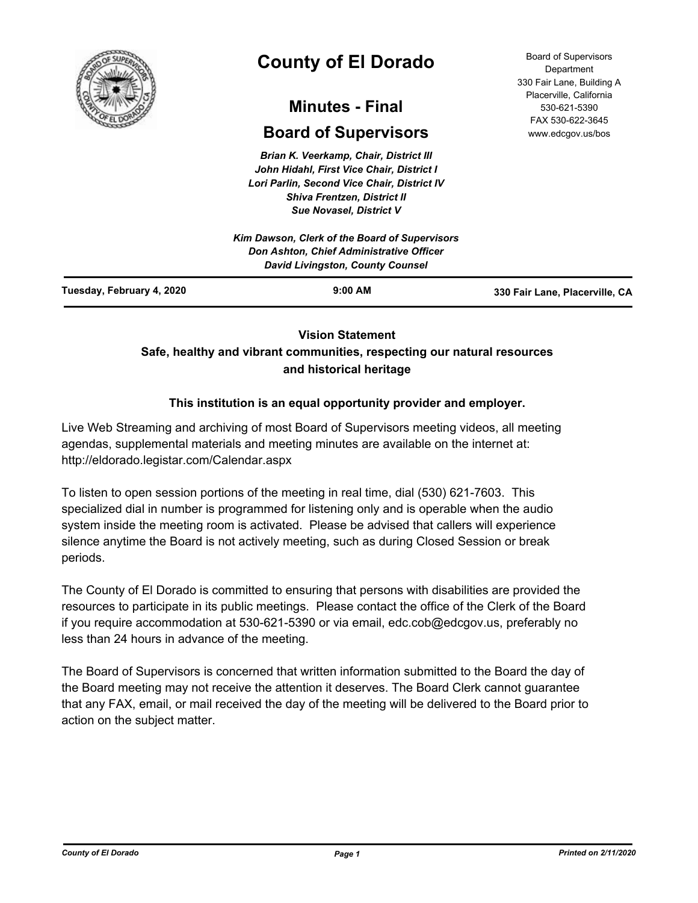# County of El Dorado

## Minutes - Final

## Board of Supervisors

Board of Supervisors Department
330 Fair Lane, Building A
Placerville, California
530-621-5390
FAX 530-622-3645
www.edcgov.us/bos

***Brian K. Veerkamp, Chair, District III***
***John Hidahl, First Vice Chair, District I***
***Lori Parlin, Second Vice Chair, District IV***
***Shiva Frentzen, District II***
***Sue Novasel, District V***

***Kim Dawson, Clerk of the Board of Supervisors***
***Don Ashton, Chief Administrative Officer***
***David Livingston, County Counsel***

**Tuesday, February 4, 2020** | **9:00 AM** | **330 Fair Lane, Placerville, CA**

**Vision Statement**
**Safe, healthy and vibrant communities, respecting our natural resources and historical heritage**

**This institution is an equal opportunity provider and employer.**

Live Web Streaming and archiving of most Board of Supervisors meeting videos, all meeting agendas, supplemental materials and meeting minutes are available on the internet at: http://eldorado.legistar.com/Calendar.aspx

To listen to open session portions of the meeting in real time, dial (530) 621-7603. This specialized dial in number is programmed for listening only and is operable when the audio system inside the meeting room is activated. Please be advised that callers will experience silence anytime the Board is not actively meeting, such as during Closed Session or break periods.

The County of El Dorado is committed to ensuring that persons with disabilities are provided the resources to participate in its public meetings. Please contact the office of the Clerk of the Board if you require accommodation at 530-621-5390 or via email, edc.cob@edcgov.us, preferably no less than 24 hours in advance of the meeting.

The Board of Supervisors is concerned that written information submitted to the Board the day of the Board meeting may not receive the attention it deserves. The Board Clerk cannot guarantee that any FAX, email, or mail received the day of the meeting will be delivered to the Board prior to action on the subject matter.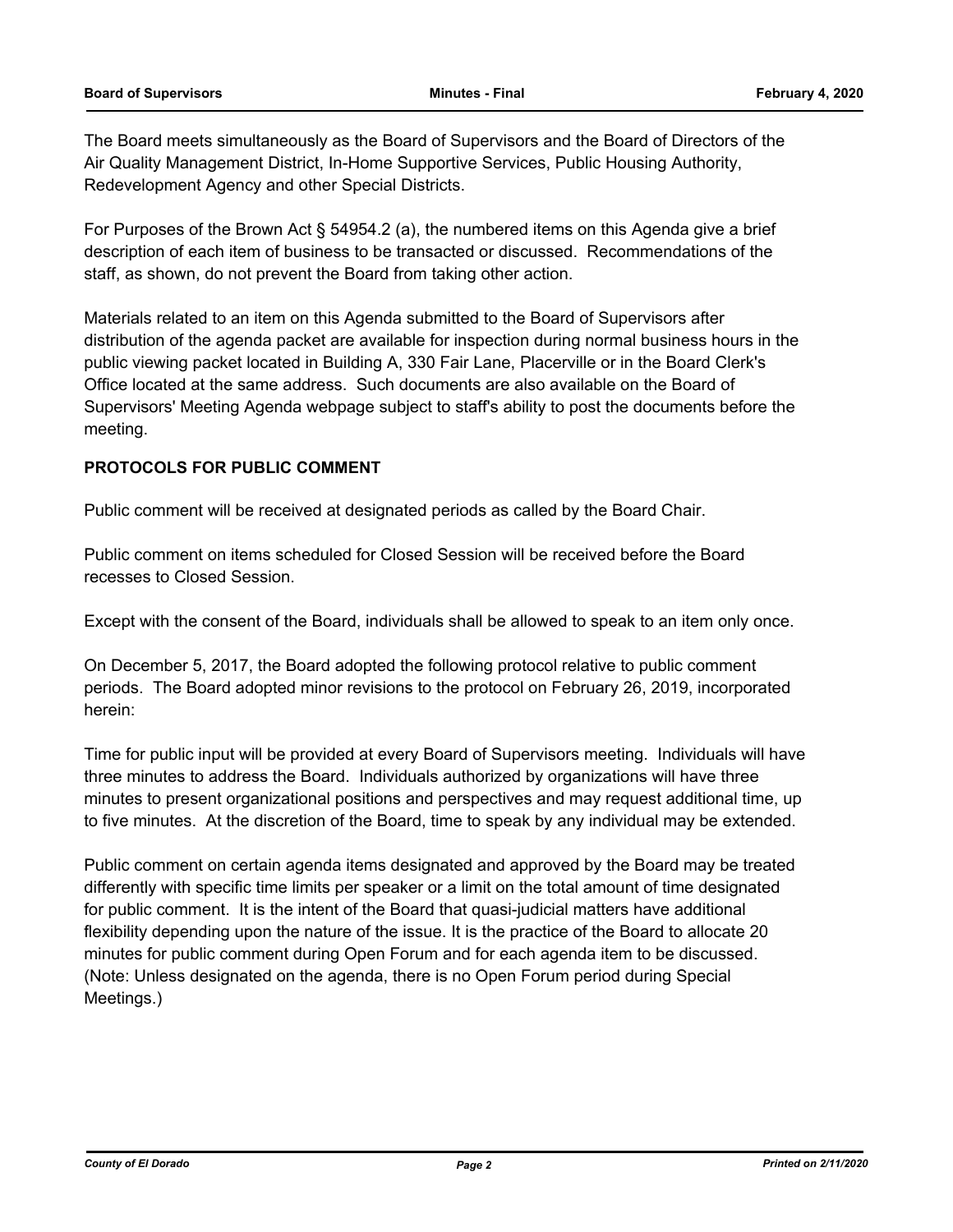The Board meets simultaneously as the Board of Supervisors and the Board of Directors of the Air Quality Management District, In-Home Supportive Services, Public Housing Authority, Redevelopment Agency and other Special Districts.

For Purposes of the Brown Act § 54954.2 (a), the numbered items on this Agenda give a brief description of each item of business to be transacted or discussed. Recommendations of the staff, as shown, do not prevent the Board from taking other action.

Materials related to an item on this Agenda submitted to the Board of Supervisors after distribution of the agenda packet are available for inspection during normal business hours in the public viewing packet located in Building A, 330 Fair Lane, Placerville or in the Board Clerk's Office located at the same address. Such documents are also available on the Board of Supervisors' Meeting Agenda webpage subject to staff's ability to post the documents before the meeting.

**PROTOCOLS FOR PUBLIC COMMENT**

Public comment will be received at designated periods as called by the Board Chair.

Public comment on items scheduled for Closed Session will be received before the Board recesses to Closed Session.

Except with the consent of the Board, individuals shall be allowed to speak to an item only once.

On December 5, 2017, the Board adopted the following protocol relative to public comment periods. The Board adopted minor revisions to the protocol on February 26, 2019, incorporated herein:

Time for public input will be provided at every Board of Supervisors meeting. Individuals will have three minutes to address the Board. Individuals authorized by organizations will have three minutes to present organizational positions and perspectives and may request additional time, up to five minutes. At the discretion of the Board, time to speak by any individual may be extended.

Public comment on certain agenda items designated and approved by the Board may be treated differently with specific time limits per speaker or a limit on the total amount of time designated for public comment. It is the intent of the Board that quasi-judicial matters have additional flexibility depending upon the nature of the issue. It is the practice of the Board to allocate 20 minutes for public comment during Open Forum and for each agenda item to be discussed. (Note: Unless designated on the agenda, there is no Open Forum period during Special Meetings.)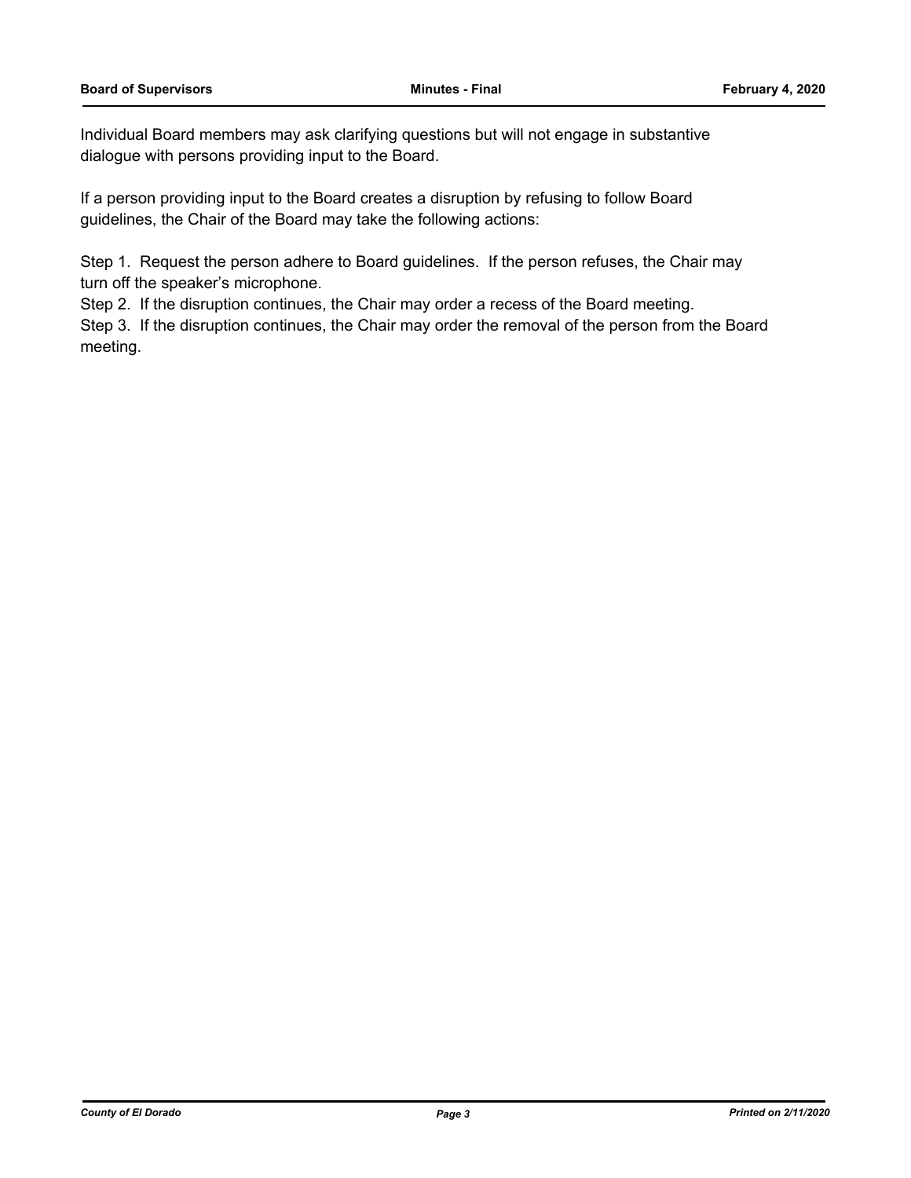Individual Board members may ask clarifying questions but will not engage in substantive dialogue with persons providing input to the Board.

If a person providing input to the Board creates a disruption by refusing to follow Board guidelines, the Chair of the Board may take the following actions:

Step 1. Request the person adhere to Board guidelines. If the person refuses, the Chair may turn off the speaker's microphone.

Step 2. If the disruption continues, the Chair may order a recess of the Board meeting.

Step 3. If the disruption continues, the Chair may order the removal of the person from the Board meeting.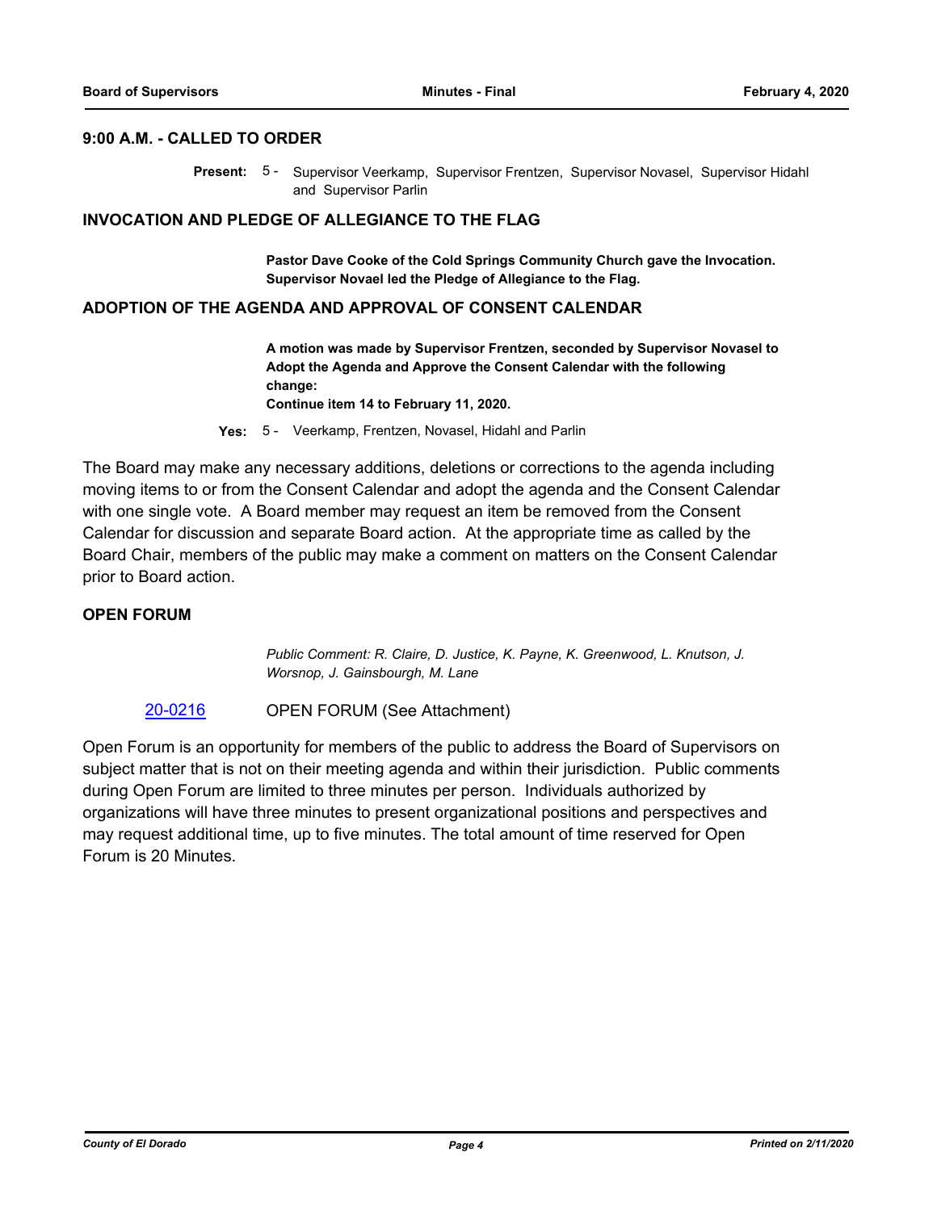### 9:00 A.M. - CALLED TO ORDER

**Present:** 5 - Supervisor Veerkamp, Supervisor Frentzen, Supervisor Novasel, Supervisor Hidahl and Supervisor Parlin

### INVOCATION AND PLEDGE OF ALLEGIANCE TO THE FLAG

**Pastor Dave Cooke of the Cold Springs Community Church gave the Invocation. Supervisor Novael led the Pledge of Allegiance to the Flag.**

### ADOPTION OF THE AGENDA AND APPROVAL OF CONSENT CALENDAR

**A motion was made by Supervisor Frentzen, seconded by Supervisor Novasel to Adopt the Agenda and Approve the Consent Calendar with the following change:**
**Continue item 14 to February 11, 2020.**

**Yes:** 5 - Veerkamp, Frentzen, Novasel, Hidahl and Parlin

The Board may make any necessary additions, deletions or corrections to the agenda including moving items to or from the Consent Calendar and adopt the agenda and the Consent Calendar with one single vote. A Board member may request an item be removed from the Consent Calendar for discussion and separate Board action. At the appropriate time as called by the Board Chair, members of the public may make a comment on matters on the Consent Calendar prior to Board action.

### OPEN FORUM

*Public Comment: R. Claire, D. Justice, K. Payne, K. Greenwood, L. Knutson, J. Worsnop, J. Gainsbourgh, M. Lane*

20-0216 OPEN FORUM (See Attachment)

Open Forum is an opportunity for members of the public to address the Board of Supervisors on subject matter that is not on their meeting agenda and within their jurisdiction. Public comments during Open Forum are limited to three minutes per person. Individuals authorized by organizations will have three minutes to present organizational positions and perspectives and may request additional time, up to five minutes. The total amount of time reserved for Open Forum is 20 Minutes.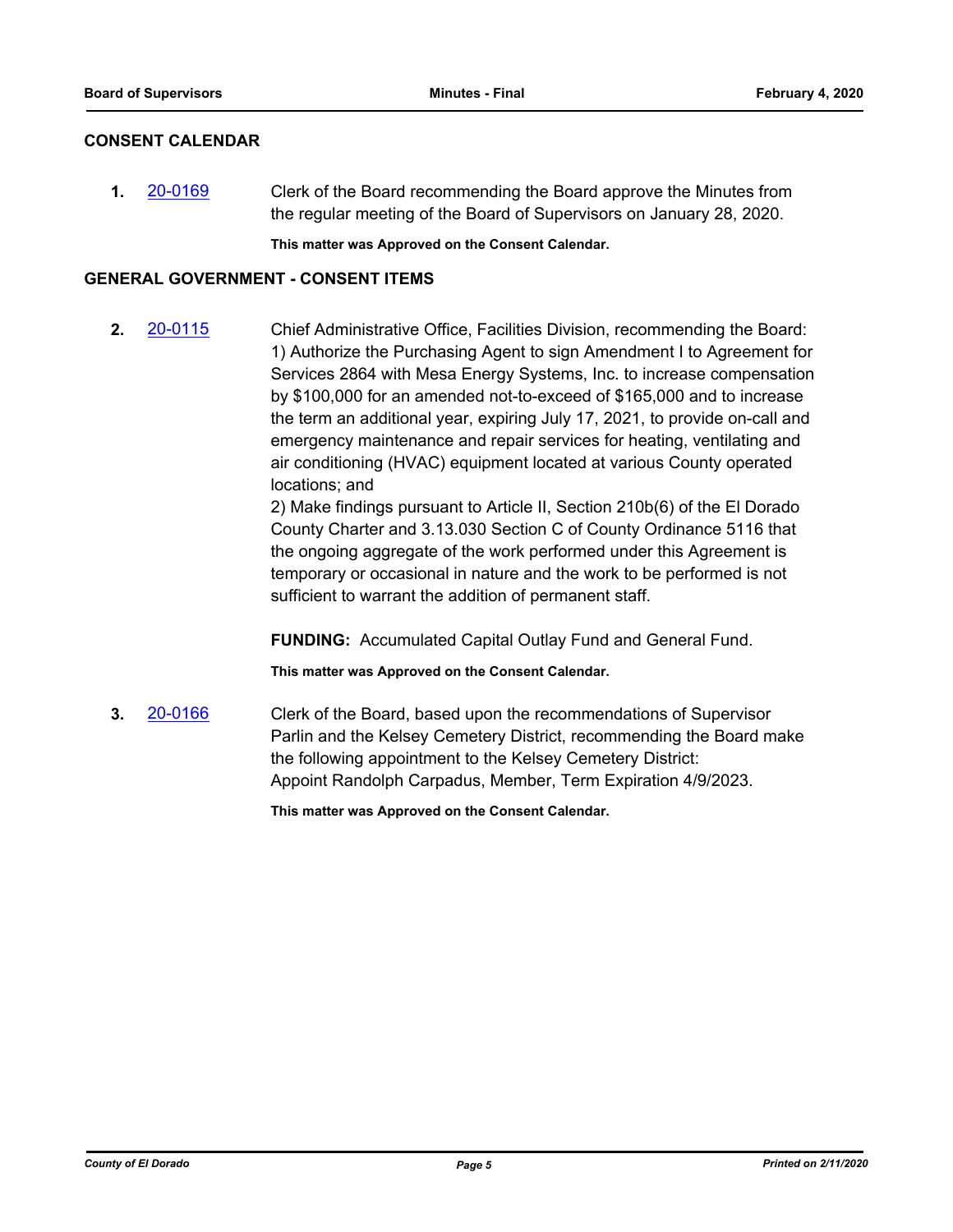## CONSENT CALENDAR

**1.** 20-0169 Clerk of the Board recommending the Board approve the Minutes from the regular meeting of the Board of Supervisors on January 28, 2020.

**This matter was Approved on the Consent Calendar.**

## GENERAL GOVERNMENT - CONSENT ITEMS

**2.** 20-0115 Chief Administrative Office, Facilities Division, recommending the Board:
1) Authorize the Purchasing Agent to sign Amendment I to Agreement for Services 2864 with Mesa Energy Systems, Inc. to increase compensation by $100,000 for an amended not-to-exceed of $165,000 and to increase the term an additional year, expiring July 17, 2021, to provide on-call and emergency maintenance and repair services for heating, ventilating and air conditioning (HVAC) equipment located at various County operated locations; and
2) Make findings pursuant to Article II, Section 210b(6) of the El Dorado County Charter and 3.13.030 Section C of County Ordinance 5116 that the ongoing aggregate of the work performed under this Agreement is temporary or occasional in nature and the work to be performed is not sufficient to warrant the addition of permanent staff.

**FUNDING:** Accumulated Capital Outlay Fund and General Fund.

**This matter was Approved on the Consent Calendar.**

**3.** 20-0166 Clerk of the Board, based upon the recommendations of Supervisor Parlin and the Kelsey Cemetery District, recommending the Board make the following appointment to the Kelsey Cemetery District:
Appoint Randolph Carpadus, Member, Term Expiration 4/9/2023.

**This matter was Approved on the Consent Calendar.**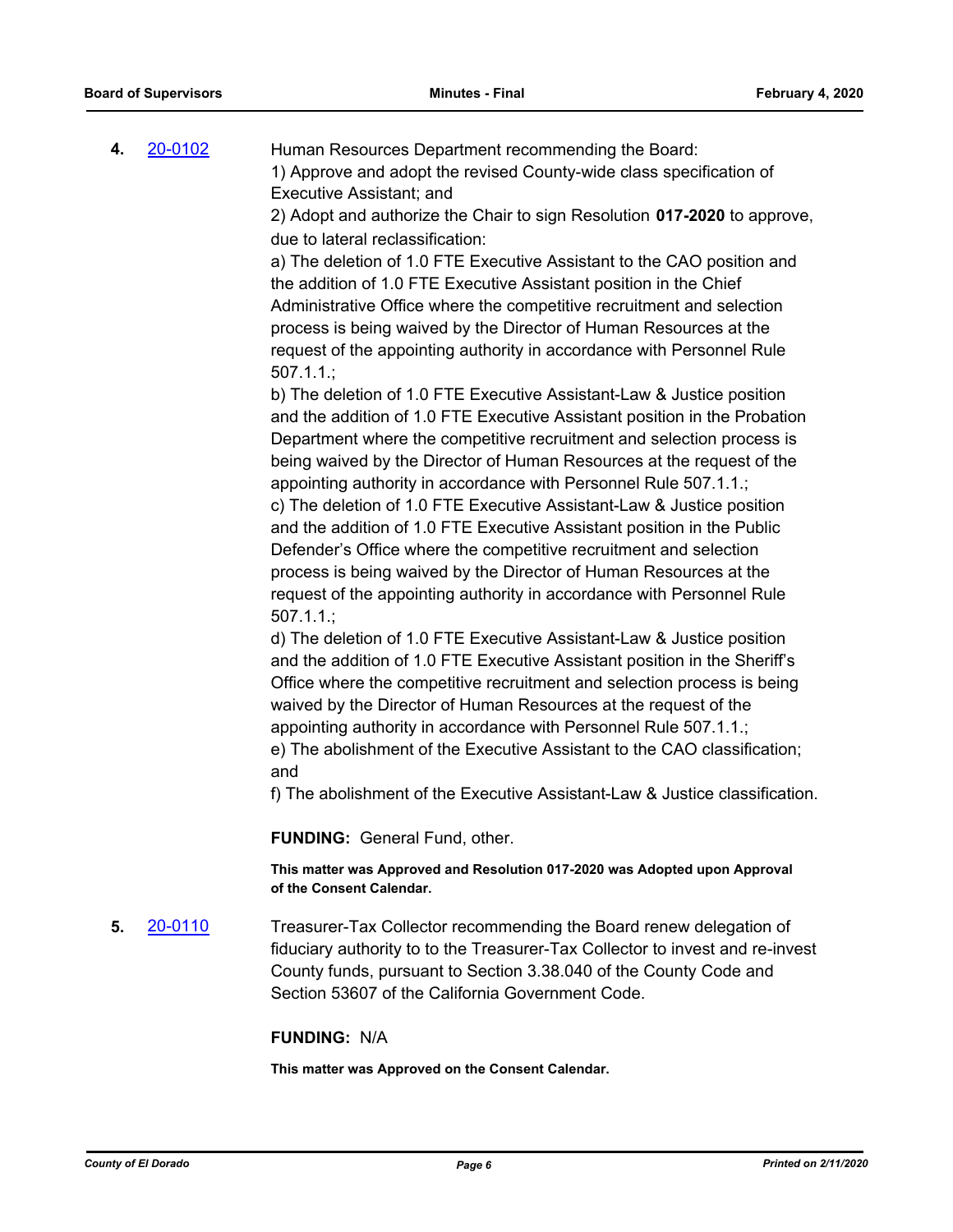**4.** [20-0102](20-0102) Human Resources Department recommending the Board:

1) Approve and adopt the revised County-wide class specification of Executive Assistant; and

2) Adopt and authorize the Chair to sign Resolution **017-2020** to approve, due to lateral reclassification:

a) The deletion of 1.0 FTE Executive Assistant to the CAO position and the addition of 1.0 FTE Executive Assistant position in the Chief Administrative Office where the competitive recruitment and selection process is being waived by the Director of Human Resources at the request of the appointing authority in accordance with Personnel Rule 507.1.1.;

b) The deletion of 1.0 FTE Executive Assistant-Law & Justice position and the addition of 1.0 FTE Executive Assistant position in the Probation Department where the competitive recruitment and selection process is being waived by the Director of Human Resources at the request of the appointing authority in accordance with Personnel Rule 507.1.1.;

c) The deletion of 1.0 FTE Executive Assistant-Law & Justice position and the addition of 1.0 FTE Executive Assistant position in the Public Defender's Office where the competitive recruitment and selection process is being waived by the Director of Human Resources at the request of the appointing authority in accordance with Personnel Rule 507.1.1.;

d) The deletion of 1.0 FTE Executive Assistant-Law & Justice position and the addition of 1.0 FTE Executive Assistant position in the Sheriff's Office where the competitive recruitment and selection process is being waived by the Director of Human Resources at the request of the appointing authority in accordance with Personnel Rule 507.1.1.;

e) The abolishment of the Executive Assistant to the CAO classification; and

f) The abolishment of the Executive Assistant-Law & Justice classification.

**FUNDING:** General Fund, other.

**This matter was Approved and Resolution 017-2020 was Adopted upon Approval of the Consent Calendar.**

**5.** [20-0110](20-0110) Treasurer-Tax Collector recommending the Board renew delegation of fiduciary authority to to the Treasurer-Tax Collector to invest and re-invest County funds, pursuant to Section 3.38.040 of the County Code and Section 53607 of the California Government Code.

**FUNDING:** N/A

**This matter was Approved on the Consent Calendar.**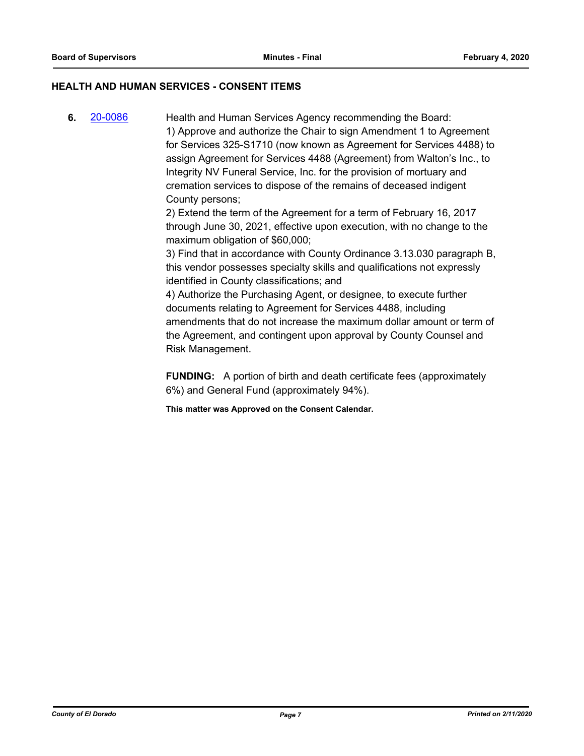## HEALTH AND HUMAN SERVICES - CONSENT ITEMS

**6.** [20-0086](20-0086)

Health and Human Services Agency recommending the Board:

1) Approve and authorize the Chair to sign Amendment 1 to Agreement for Services 325-S1710 (now known as Agreement for Services 4488) to assign Agreement for Services 4488 (Agreement) from Walton's Inc., to Integrity NV Funeral Service, Inc. for the provision of mortuary and cremation services to dispose of the remains of deceased indigent County persons;

2) Extend the term of the Agreement for a term of February 16, 2017 through June 30, 2021, effective upon execution, with no change to the maximum obligation of $60,000;

3) Find that in accordance with County Ordinance 3.13.030 paragraph B, this vendor possesses specialty skills and qualifications not expressly identified in County classifications; and

4) Authorize the Purchasing Agent, or designee, to execute further documents relating to Agreement for Services 4488, including amendments that do not increase the maximum dollar amount or term of the Agreement, and contingent upon approval by County Counsel and Risk Management.

**FUNDING:** A portion of birth and death certificate fees (approximately 6%) and General Fund (approximately 94%).

**This matter was Approved on the Consent Calendar.**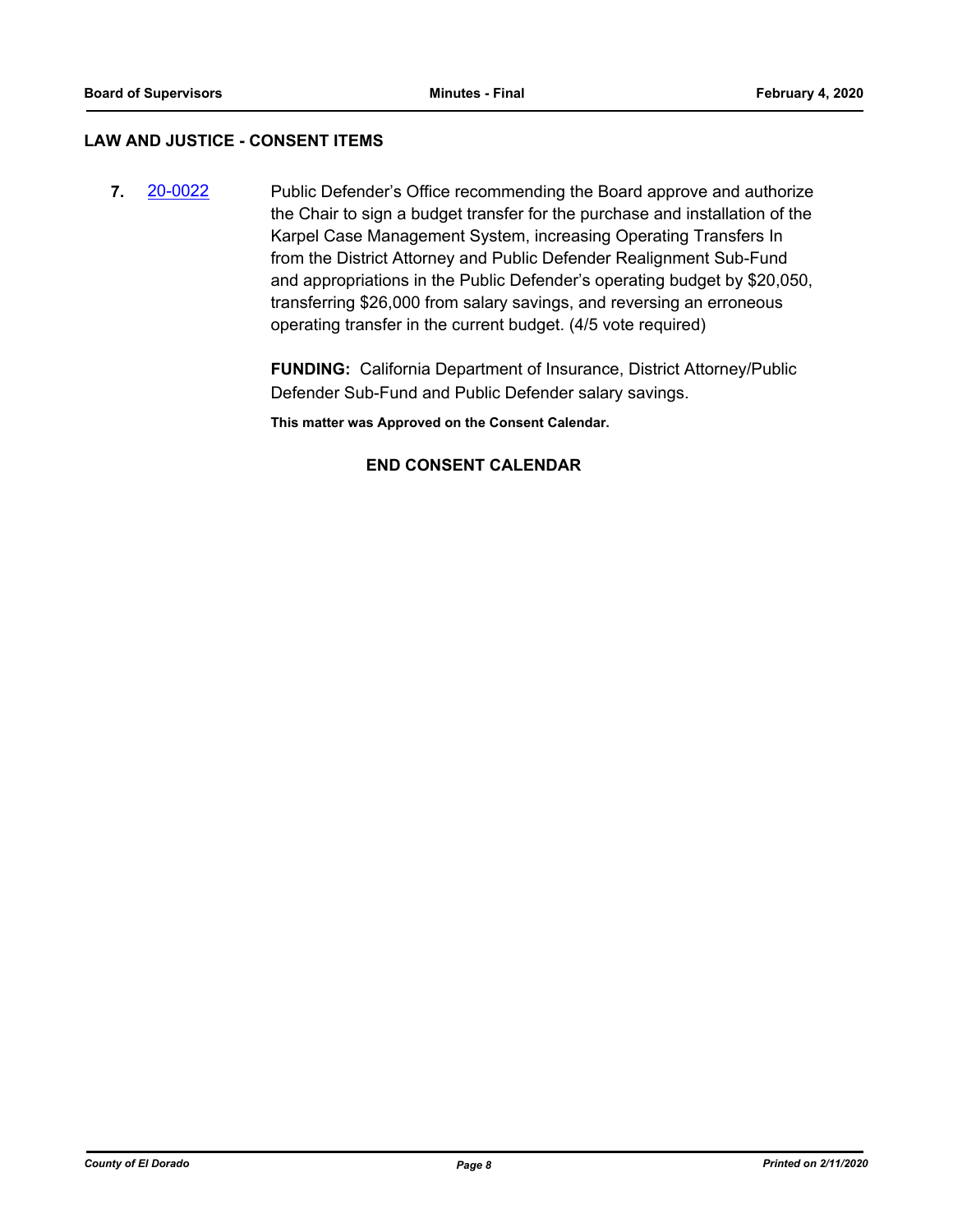## LAW AND JUSTICE - CONSENT ITEMS

**7.** [20-0022] Public Defender's Office recommending the Board approve and authorize the Chair to sign a budget transfer for the purchase and installation of the Karpel Case Management System, increasing Operating Transfers In from the District Attorney and Public Defender Realignment Sub-Fund and appropriations in the Public Defender's operating budget by $20,050, transferring $26,000 from salary savings, and reversing an erroneous operating transfer in the current budget. (4/5 vote required)

**FUNDING:** California Department of Insurance, District Attorney/Public Defender Sub-Fund and Public Defender salary savings.

**This matter was Approved on the Consent Calendar.**

**END CONSENT CALENDAR**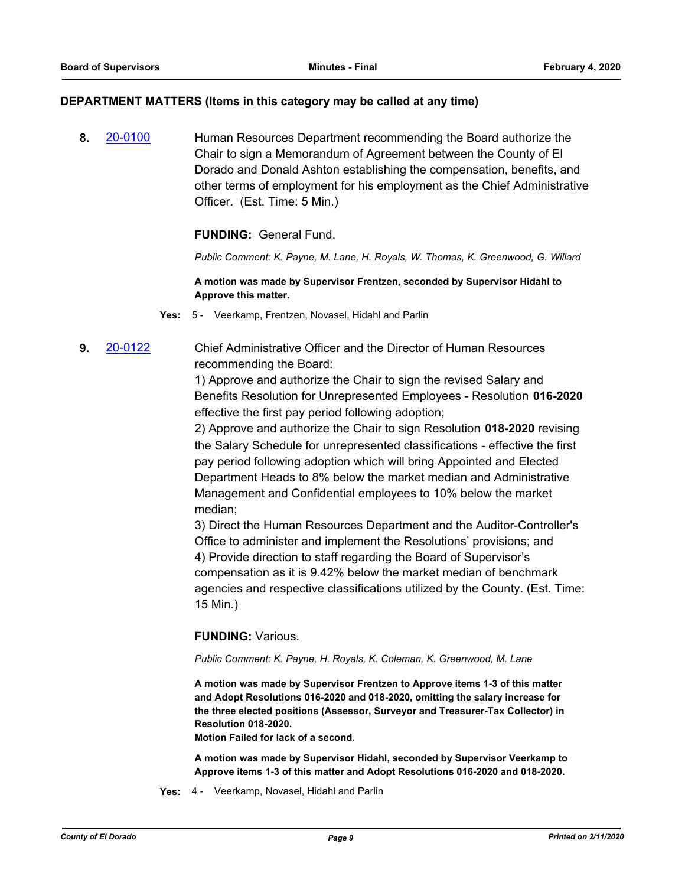## DEPARTMENT MATTERS (Items in this category may be called at any time)

**8.** 20-0100 Human Resources Department recommending the Board authorize the Chair to sign a Memorandum of Agreement between the County of El Dorado and Donald Ashton establishing the compensation, benefits, and other terms of employment for his employment as the Chief Administrative Officer. (Est. Time: 5 Min.)

**FUNDING:** General Fund.

*Public Comment: K. Payne, M. Lane, H. Royals, W. Thomas, K. Greenwood, G. Willard*

**A motion was made by Supervisor Frentzen, seconded by Supervisor Hidahl to Approve this matter.**

**Yes:** 5 - Veerkamp, Frentzen, Novasel, Hidahl and Parlin

**9.** 20-0122 Chief Administrative Officer and the Director of Human Resources recommending the Board:

1) Approve and authorize the Chair to sign the revised Salary and Benefits Resolution for Unrepresented Employees - Resolution **016-2020** effective the first pay period following adoption;
2) Approve and authorize the Chair to sign Resolution **018-2020** revising the Salary Schedule for unrepresented classifications - effective the first pay period following adoption which will bring Appointed and Elected Department Heads to 8% below the market median and Administrative Management and Confidential employees to 10% below the market median;
3) Direct the Human Resources Department and the Auditor-Controller's Office to administer and implement the Resolutions' provisions; and
4) Provide direction to staff regarding the Board of Supervisor's compensation as it is 9.42% below the market median of benchmark agencies and respective classifications utilized by the County. (Est. Time: 15 Min.)

**FUNDING:** Various.

*Public Comment: K. Payne, H. Royals, K. Coleman, K. Greenwood, M. Lane*

**A motion was made by Supervisor Frentzen to Approve items 1-3 of this matter and Adopt Resolutions 016-2020 and 018-2020, omitting the salary increase for the three elected positions (Assessor, Surveyor and Treasurer-Tax Collector) in Resolution 018-2020.**
**Motion Failed for lack of a second.**

**A motion was made by Supervisor Hidahl, seconded by Supervisor Veerkamp to Approve items 1-3 of this matter and Adopt Resolutions 016-2020 and 018-2020.**

**Yes:** 4 - Veerkamp, Novasel, Hidahl and Parlin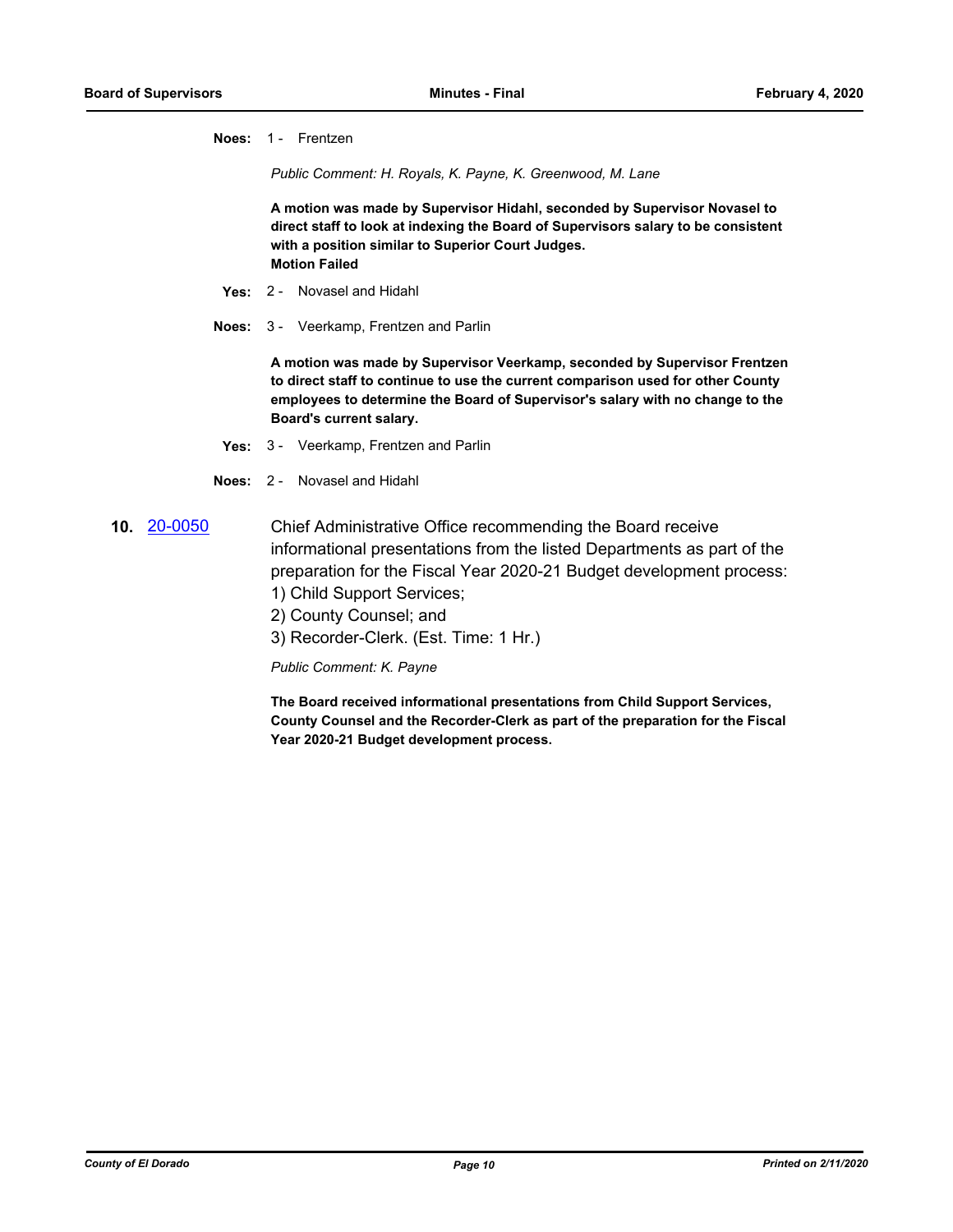**Noes:** 1 - Frentzen

*Public Comment: H. Royals, K. Payne, K. Greenwood, M. Lane*

**A motion was made by Supervisor Hidahl, seconded by Supervisor Novasel to direct staff to look at indexing the Board of Supervisors salary to be consistent with a position similar to Superior Court Judges.**
**Motion Failed**

**Yes:** 2 - Novasel and Hidahl

**Noes:** 3 - Veerkamp, Frentzen and Parlin

**A motion was made by Supervisor Veerkamp, seconded by Supervisor Frentzen to direct staff to continue to use the current comparison used for other County employees to determine the Board of Supervisor's salary with no change to the Board's current salary.**

**Yes:** 3 - Veerkamp, Frentzen and Parlin

**Noes:** 2 - Novasel and Hidahl

**10.** 20-0050 Chief Administrative Office recommending the Board receive informational presentations from the listed Departments as part of the preparation for the Fiscal Year 2020-21 Budget development process:
1) Child Support Services;
2) County Counsel; and
3) Recorder-Clerk. (Est. Time: 1 Hr.)

*Public Comment: K. Payne*

**The Board received informational presentations from Child Support Services, County Counsel and the Recorder-Clerk as part of the preparation for the Fiscal Year 2020-21 Budget development process.**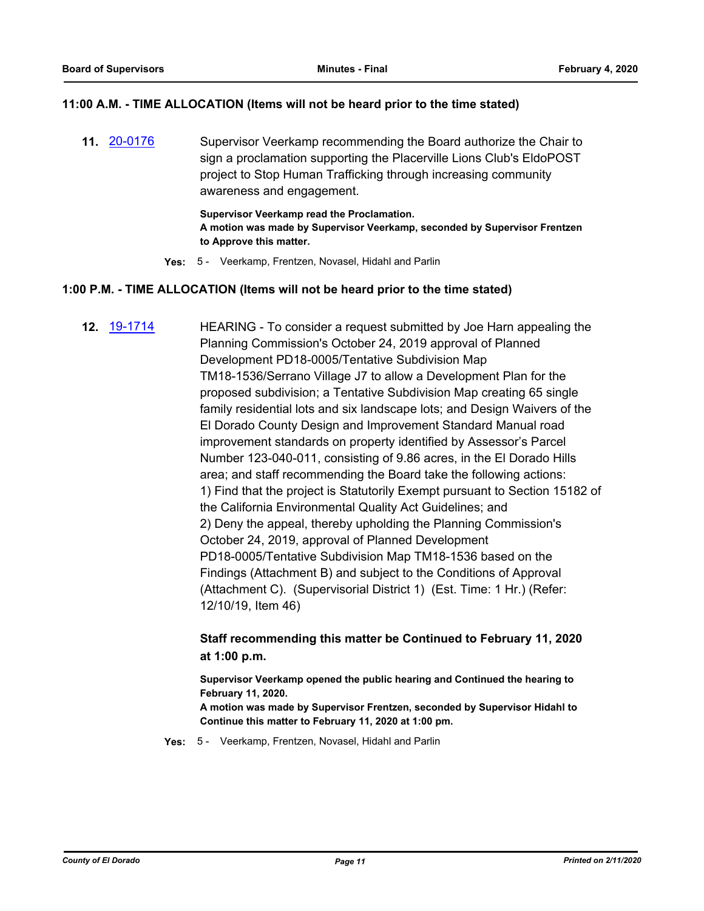## 11:00 A.M. - TIME ALLOCATION (Items will not be heard prior to the time stated)

**11.** [20-0176](20-0176) Supervisor Veerkamp recommending the Board authorize the Chair to sign a proclamation supporting the Placerville Lions Club's EldoPOST project to Stop Human Trafficking through increasing community awareness and engagement.

**Supervisor Veerkamp read the Proclamation.**
**A motion was made by Supervisor Veerkamp, seconded by Supervisor Frentzen to Approve this matter.**

**Yes:** 5 - Veerkamp, Frentzen, Novasel, Hidahl and Parlin

## 1:00 P.M. - TIME ALLOCATION (Items will not be heard prior to the time stated)

**12.** [19-1714](19-1714) HEARING - To consider a request submitted by Joe Harn appealing the Planning Commission's October 24, 2019 approval of Planned Development PD18-0005/Tentative Subdivision Map TM18-1536/Serrano Village J7 to allow a Development Plan for the proposed subdivision; a Tentative Subdivision Map creating 65 single family residential lots and six landscape lots; and Design Waivers of the El Dorado County Design and Improvement Standard Manual road improvement standards on property identified by Assessor's Parcel Number 123-040-011, consisting of 9.86 acres, in the El Dorado Hills area; and staff recommending the Board take the following actions:
1) Find that the project is Statutorily Exempt pursuant to Section 15182 of the California Environmental Quality Act Guidelines; and
2) Deny the appeal, thereby upholding the Planning Commission's October 24, 2019, approval of Planned Development PD18-0005/Tentative Subdivision Map TM18-1536 based on the Findings (Attachment B) and subject to the Conditions of Approval (Attachment C). (Supervisorial District 1) (Est. Time: 1 Hr.) (Refer: 12/10/19, Item 46)

**Staff recommending this matter be Continued to February 11, 2020 at 1:00 p.m.**

**Supervisor Veerkamp opened the public hearing and Continued the hearing to February 11, 2020.**
**A motion was made by Supervisor Frentzen, seconded by Supervisor Hidahl to Continue this matter to February 11, 2020 at 1:00 pm.**

**Yes:** 5 - Veerkamp, Frentzen, Novasel, Hidahl and Parlin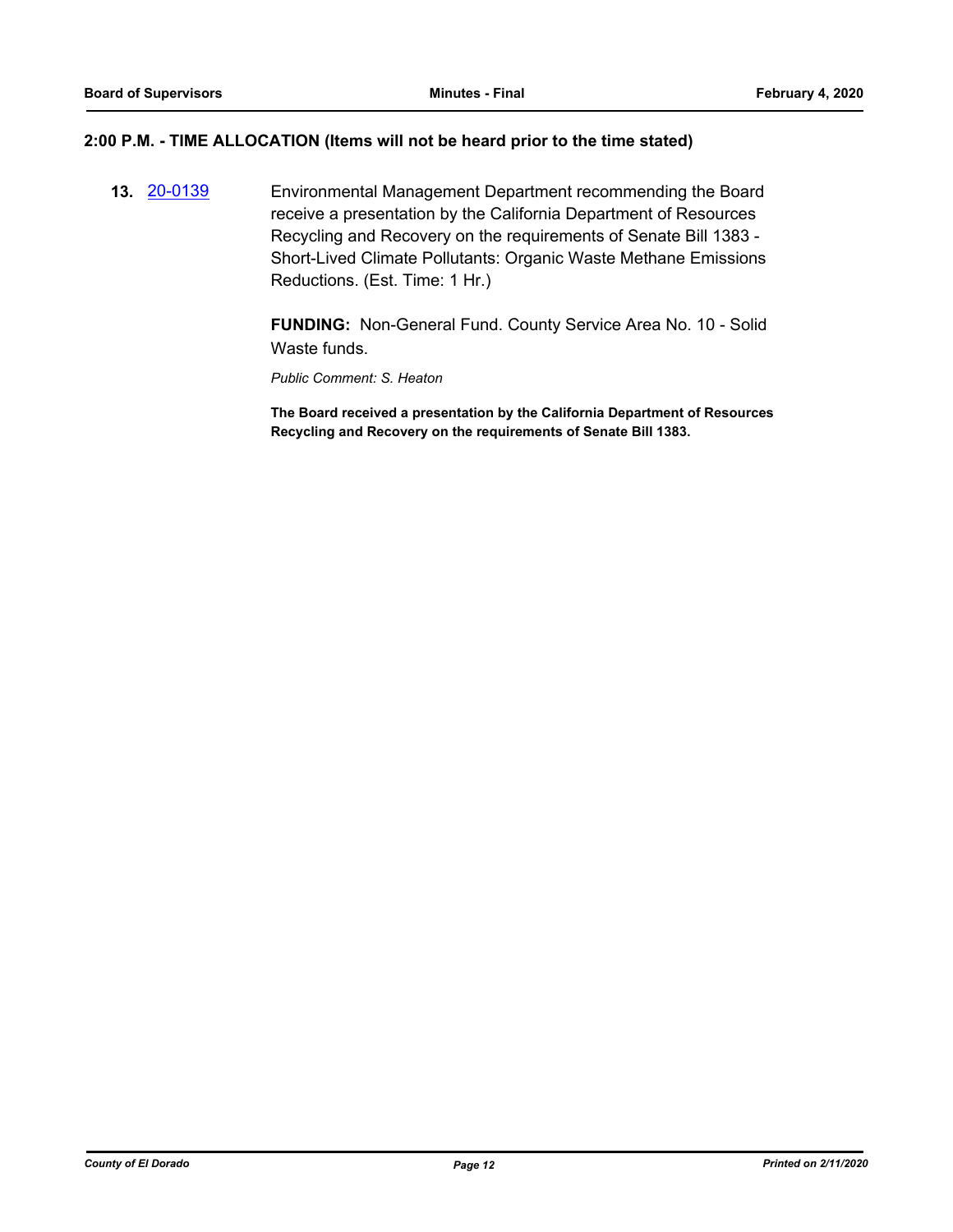## 2:00 P.M. - TIME ALLOCATION (Items will not be heard prior to the time stated)

**13.** [20-0139] Environmental Management Department recommending the Board receive a presentation by the California Department of Resources Recycling and Recovery on the requirements of Senate Bill 1383 - Short-Lived Climate Pollutants: Organic Waste Methane Emissions Reductions. (Est. Time: 1 Hr.)

**FUNDING:** Non-General Fund. County Service Area No. 10 - Solid Waste funds.

*Public Comment: S. Heaton*

**The Board received a presentation by the California Department of Resources Recycling and Recovery on the requirements of Senate Bill 1383.**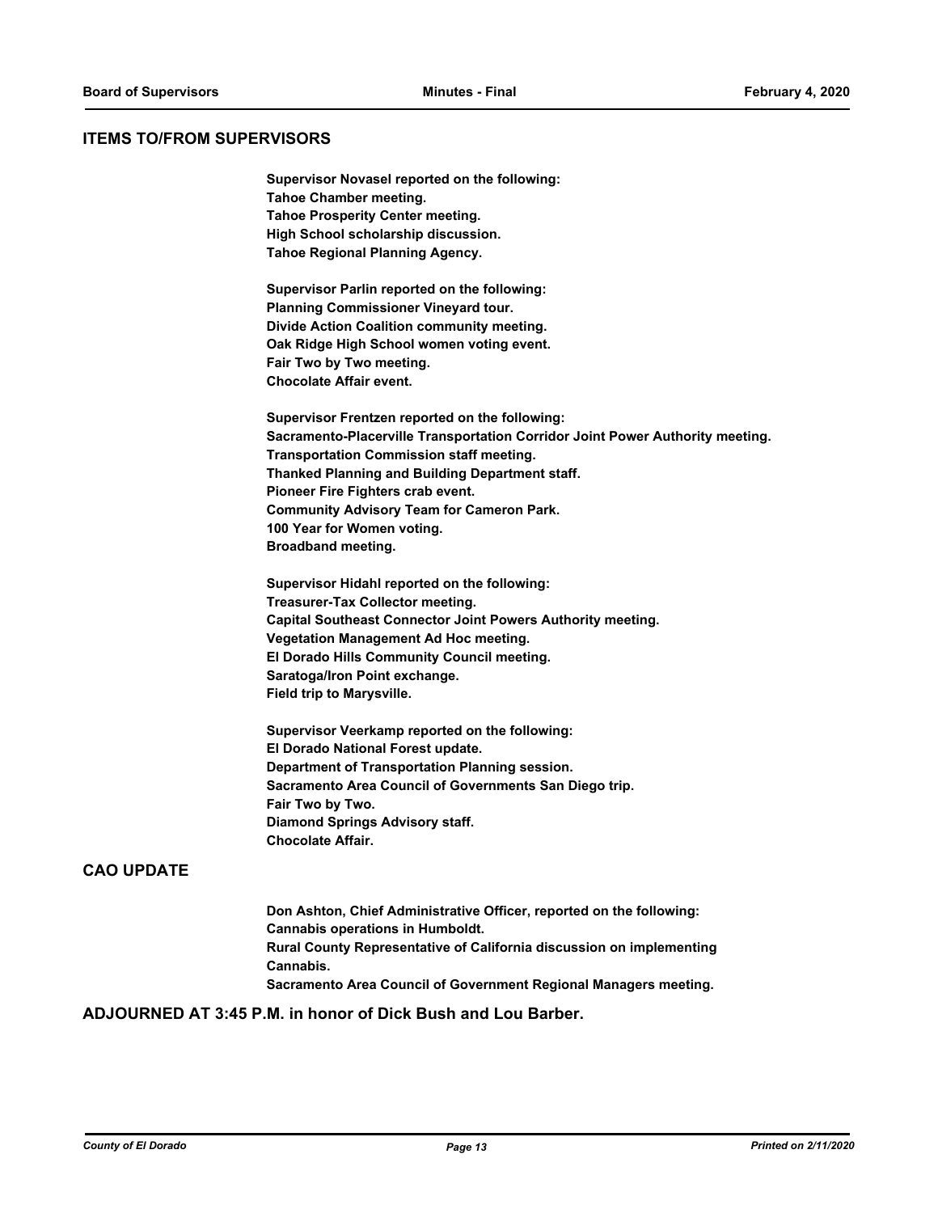## ITEMS TO/FROM SUPERVISORS

**Supervisor Novasel reported on the following:**
**Tahoe Chamber meeting.**
**Tahoe Prosperity Center meeting.**
**High School scholarship discussion.**
**Tahoe Regional Planning Agency.**

**Supervisor Parlin reported on the following:**
**Planning Commissioner Vineyard tour.**
**Divide Action Coalition community meeting.**
**Oak Ridge High School women voting event.**
**Fair Two by Two meeting.**
**Chocolate Affair event.**

**Supervisor Frentzen reported on the following:**
**Sacramento-Placerville Transportation Corridor Joint Power Authority meeting.**
**Transportation Commission staff meeting.**
**Thanked Planning and Building Department staff.**
**Pioneer Fire Fighters crab event.**
**Community Advisory Team for Cameron Park.**
**100 Year for Women voting.**
**Broadband meeting.**

**Supervisor Hidahl reported on the following:**
**Treasurer-Tax Collector meeting.**
**Capital Southeast Connector Joint Powers Authority meeting.**
**Vegetation Management Ad Hoc meeting.**
**El Dorado Hills Community Council meeting.**
**Saratoga/Iron Point exchange.**
**Field trip to Marysville.**

**Supervisor Veerkamp reported on the following:**
**El Dorado National Forest update.**
**Department of Transportation Planning session.**
**Sacramento Area Council of Governments San Diego trip.**
**Fair Two by Two.**
**Diamond Springs Advisory staff.**
**Chocolate Affair.**

## CAO UPDATE

**Don Ashton, Chief Administrative Officer, reported on the following:**
**Cannabis operations in Humboldt.**
**Rural County Representative of California discussion on implementing Cannabis.**
**Sacramento Area Council of Government Regional Managers meeting.**

**ADJOURNED AT 3:45 P.M. in honor of Dick Bush and Lou Barber.**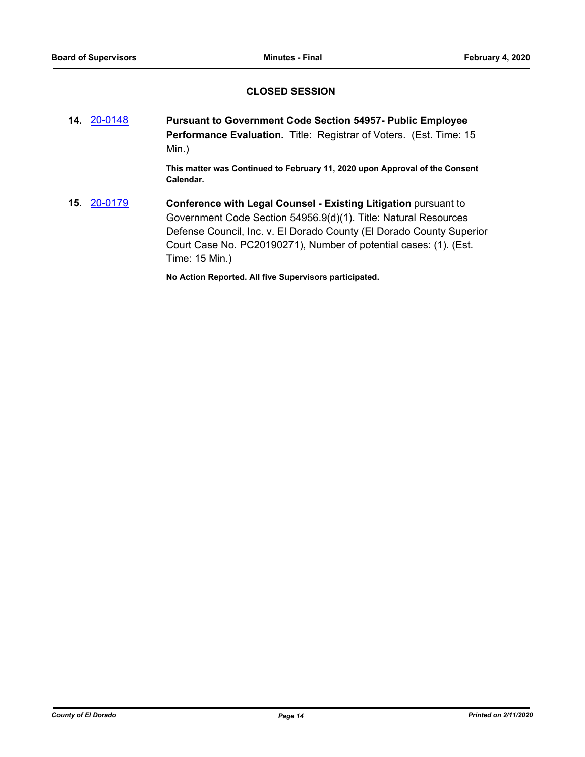## CLOSED SESSION

**14.** [20-0148](20-0148) **Pursuant to Government Code Section 54957- Public Employee Performance Evaluation.** Title: Registrar of Voters. (Est. Time: 15 Min.)

**This matter was Continued to February 11, 2020 upon Approval of the Consent Calendar.**

**15.** [20-0179](20-0179) **Conference with Legal Counsel - Existing Litigation** pursuant to Government Code Section 54956.9(d)(1). Title: Natural Resources Defense Council, Inc. v. El Dorado County (El Dorado County Superior Court Case No. PC20190271), Number of potential cases: (1). (Est. Time: 15 Min.)

**No Action Reported. All five Supervisors participated.**